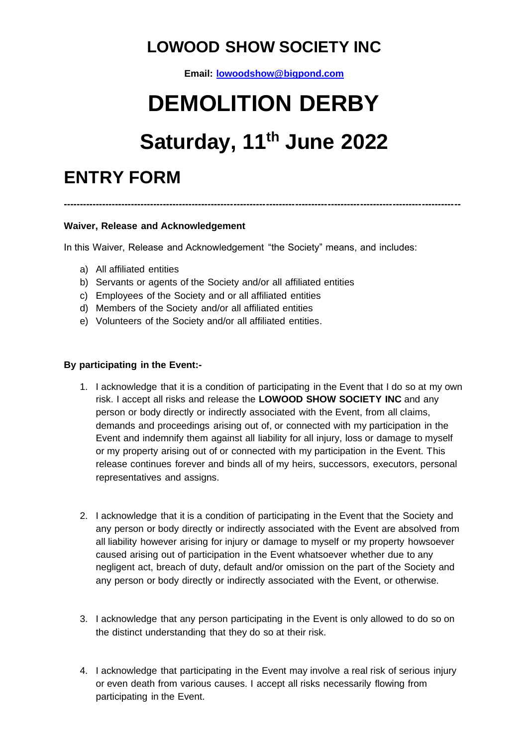# LOWOOD SHOW SOCIETY INC

**Email: [lowoodshow@bigpond.com](mailto:lowoodshow@bigpond.com)**

# DEMOLITION DERBY

# Saturday, 11th June 2022

## ENTRY FORM

---

**Waiver, Release and Acknowledgement**

In this Waiver, Release and Acknowledgement "the Society" means, and includes:

a) All affiliated entities
b) Servants or agents of the Society and/or all affiliated entities
c) Employees of the Society and or all affiliated entities
d) Members of the Society and/or all affiliated entities
e) Volunteers of the Society and/or all affiliated entities.

**By participating in the Event:-**

1. I acknowledge that it is a condition of participating in the Event that I do so at my own risk. I accept all risks and release the **LOWOOD SHOW SOCIETY INC** and any person or body directly or indirectly associated with the Event, from all claims, demands and proceedings arising out of, or connected with my participation in the Event and indemnify them against all liability for all injury, loss or damage to myself or my property arising out of or connected with my participation in the Event. This release continues forever and binds all of my heirs, successors, executors, personal representatives and assigns.

2. I acknowledge that it is a condition of participating in the Event that the Society and any person or body directly or indirectly associated with the Event are absolved from all liability however arising for injury or damage to myself or my property howsoever caused arising out of participation in the Event whatsoever whether due to any negligent act, breach of duty, default and/or omission on the part of the Society and any person or body directly or indirectly associated with the Event, or otherwise.

3. I acknowledge that any person participating in the Event is only allowed to do so on the distinct understanding that they do so at their risk.

4. I acknowledge that participating in the Event may involve a real risk of serious injury or even death from various causes. I accept all risks necessarily flowing from participating in the Event.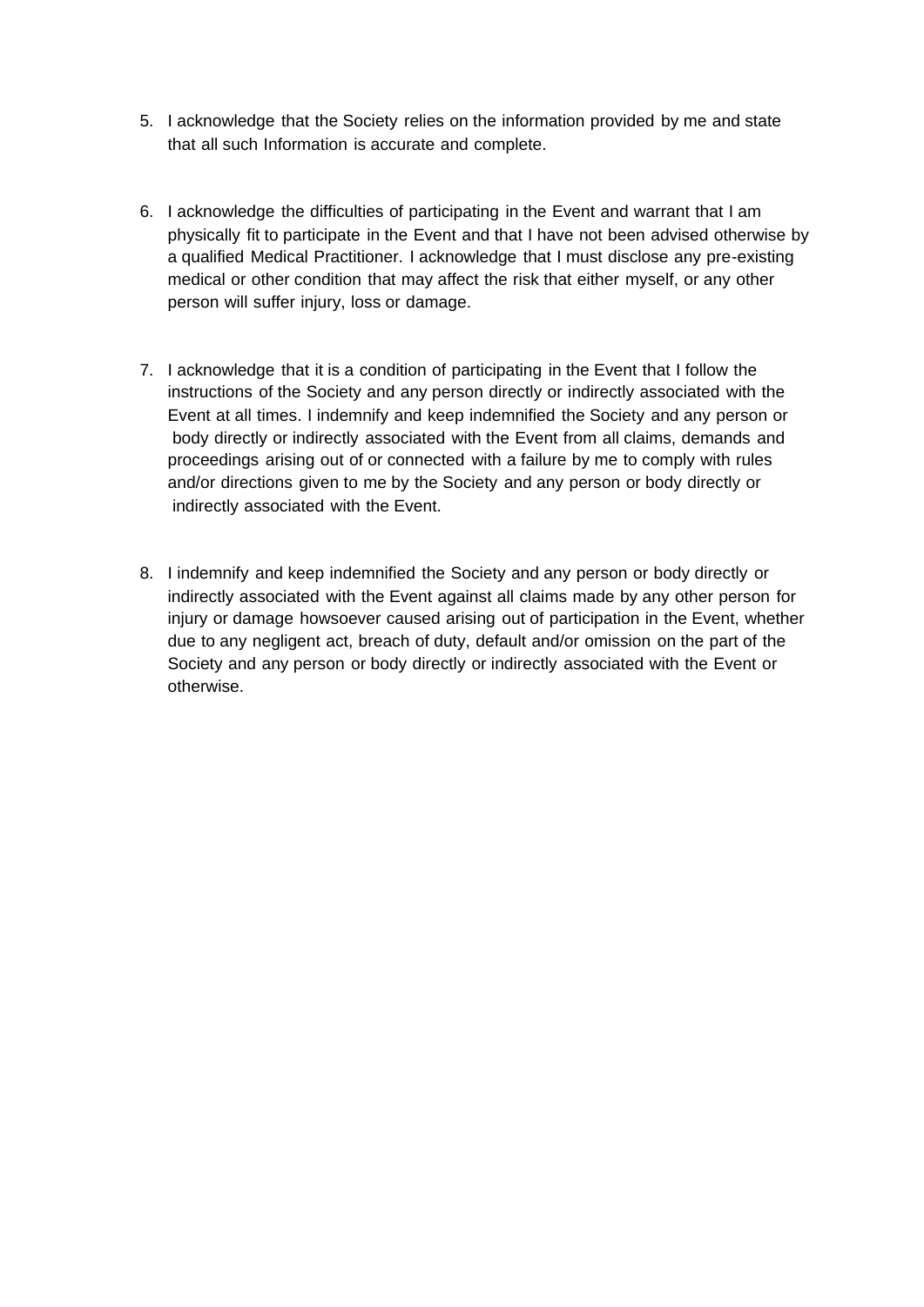5. I acknowledge that the Society relies on the information provided by me and state that all such Information is accurate and complete.

6. I acknowledge the difficulties of participating in the Event and warrant that I am physically fit to participate in the Event and that I have not been advised otherwise by a qualified Medical Practitioner. I acknowledge that I must disclose any pre-existing medical or other condition that may affect the risk that either myself, or any other person will suffer injury, loss or damage.

7. I acknowledge that it is a condition of participating in the Event that I follow the instructions of the Society and any person directly or indirectly associated with the Event at all times. I indemnify and keep indemnified the Society and any person or body directly or indirectly associated with the Event from all claims, demands and proceedings arising out of or connected with a failure by me to comply with rules and/or directions given to me by the Society and any person or body directly or indirectly associated with the Event.

8. I indemnify and keep indemnified the Society and any person or body directly or indirectly associated with the Event against all claims made by any other person for injury or damage howsoever caused arising out of participation in the Event, whether due to any negligent act, breach of duty, default and/or omission on the part of the Society and any person or body directly or indirectly associated with the Event or otherwise.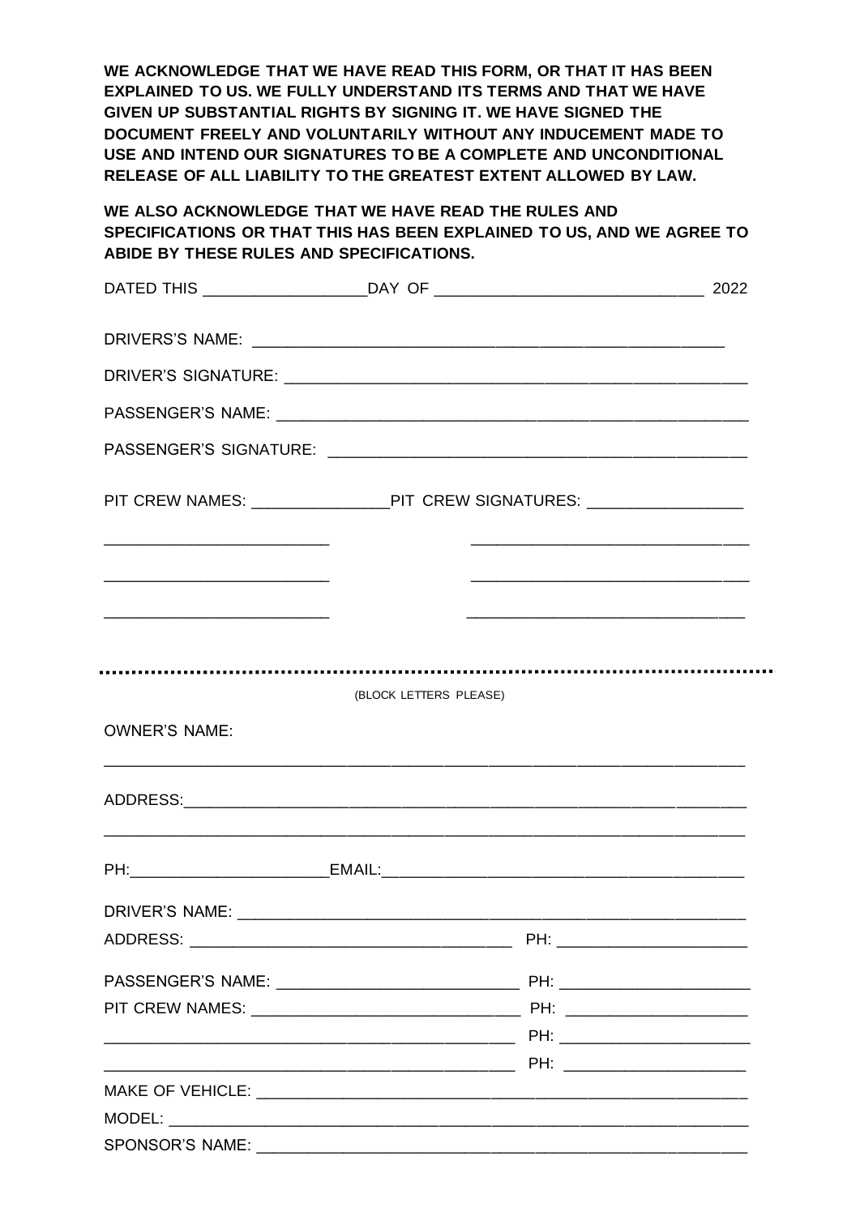**WE ACKNOWLEDGE THAT WE HAVE READ THIS FORM, OR THAT IT HAS BEEN EXPLAINED TO US. WE FULLY UNDERSTAND ITS TERMS AND THAT WE HAVE GIVEN UP SUBSTANTIAL RIGHTS BY SIGNING IT. WE HAVE SIGNED THE DOCUMENT FREELY AND VOLUNTARILY WITHOUT ANY INDUCEMENT MADE TO USE AND INTEND OUR SIGNATURES TO BE A COMPLETE AND UNCONDITIONAL RELEASE OF ALL LIABILITY TO THE GREATEST EXTENT ALLOWED BY LAW.**

**WE ALSO ACKNOWLEDGE THAT WE HAVE READ THE RULES AND SPECIFICATIONS OR THAT THIS HAS BEEN EXPLAINED TO US, AND WE AGREE TO ABIDE BY THESE RULES AND SPECIFICATIONS.**

DATED THIS __________________ DAY OF ______________________________ 2022

DRIVERS'S NAME: ____________________________________________________

DRIVER'S SIGNATURE: ________________________________________________

PASSENGER'S NAME: __________________________________________________

PASSENGER'S SIGNATURE: _____________________________________________

PIT CREW NAMES: _______________ PIT CREW SIGNATURES: _________________

_________________________ _______________________________

_________________________ _______________________________

_________________________ _______________________________

(BLOCK LETTERS PLEASE)

OWNER'S NAME:

______________________________________________________________________

ADDRESS: _____________________________________________________________

______________________________________________________________________

PH: ______________________ EMAIL: _________________________________________

DRIVER'S NAME: ________________________________________________________

ADDRESS: ____________________________________ PH: _____________________

PASSENGER'S NAME: ___________________________ PH: _____________________

PIT CREW NAMES: _____________________________ PH: _____________________

_____________________________________________ PH: _____________________

_____________________________________________ PH: _____________________

MAKE OF VEHICLE: ______________________________________________________

MODEL: ______________________________________________________________

SPONSOR'S NAME: ______________________________________________________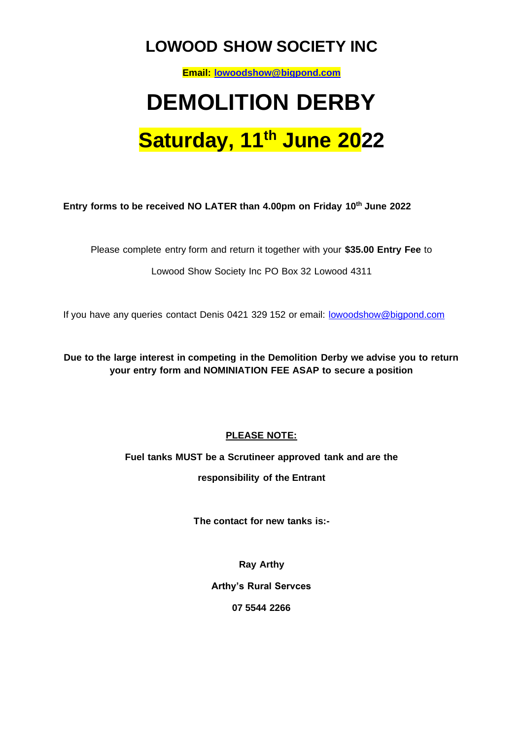# LOWOOD SHOW SOCIETY INC

**Email: lowoodshow@bigpond.com**

# DEMOLITION DERBY

# Saturday, 11th June 2022

**Entry forms to be received NO LATER than 4.00pm on Friday 10th June 2022**

Please complete entry form and return it together with your **$35.00 Entry Fee** to

Lowood Show Society Inc PO Box 32 Lowood 4311

If you have any queries contact Denis 0421 329 152 or email: lowoodshow@bigpond.com

**Due to the large interest in competing in the Demolition Derby we advise you to return your entry form and NOMINIATION FEE ASAP to secure a position**

**PLEASE NOTE:**

**Fuel tanks MUST be a Scrutineer approved tank and are the responsibility of the Entrant**

**The contact for new tanks is:-**

**Ray Arthy**

**Arthy's Rural Servces**

**07 5544 2266**